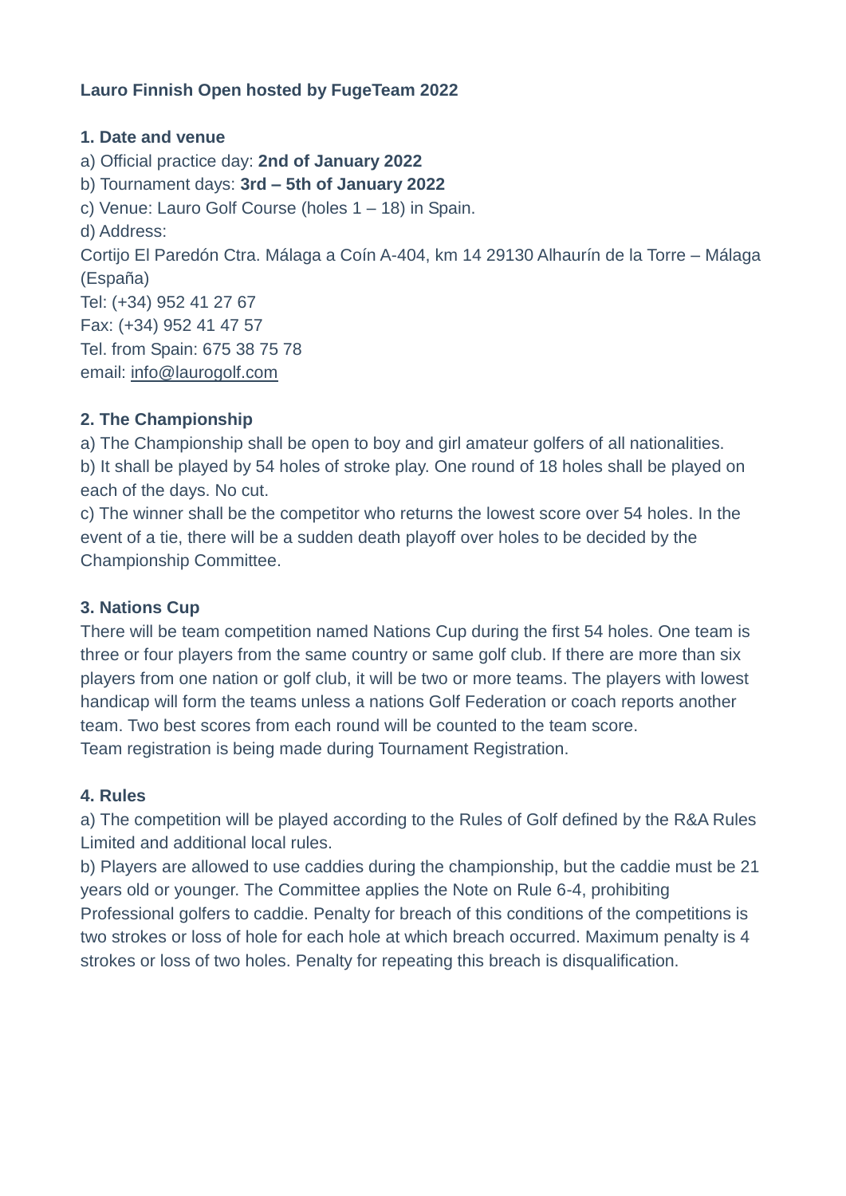**Lauro Finnish Open hosted by FugeTeam 2022**

**1. Date and venue**

a) Official practice day: **2nd of January 2022**

b) Tournament days: **3rd – 5th of January 2022**

c) Venue: Lauro Golf Course (holes 1 – 18) in Spain.

d) Address:

Cortijo El Paredón Ctra. Málaga a Coín A-404, km 14 29130 Alhaurín de la Torre – Málaga (España)

Tel: (+34) 952 41 27 67

Fax: (+34) 952 41 47 57

Tel. from Spain: 675 38 75 78

email: info@laurogolf.com

**2. The Championship**

a) The Championship shall be open to boy and girl amateur golfers of all nationalities.

b) It shall be played by 54 holes of stroke play. One round of 18 holes shall be played on each of the days. No cut.

c) The winner shall be the competitor who returns the lowest score over 54 holes. In the event of a tie, there will be a sudden death playoff over holes to be decided by the Championship Committee.

**3. Nations Cup**

There will be team competition named Nations Cup during the first 54 holes. One team is three or four players from the same country or same golf club. If there are more than six players from one nation or golf club, it will be two or more teams. The players with lowest handicap will form the teams unless a nations Golf Federation or coach reports another team. Two best scores from each round will be counted to the team score.

Team registration is being made during Tournament Registration.

**4. Rules**

a) The competition will be played according to the Rules of Golf defined by the R&A Rules Limited and additional local rules.

b) Players are allowed to use caddies during the championship, but the caddie must be 21 years old or younger. The Committee applies the Note on Rule 6-4, prohibiting Professional golfers to caddie. Penalty for breach of this conditions of the competitions is two strokes or loss of hole for each hole at which breach occurred. Maximum penalty is 4 strokes or loss of two holes. Penalty for repeating this breach is disqualification.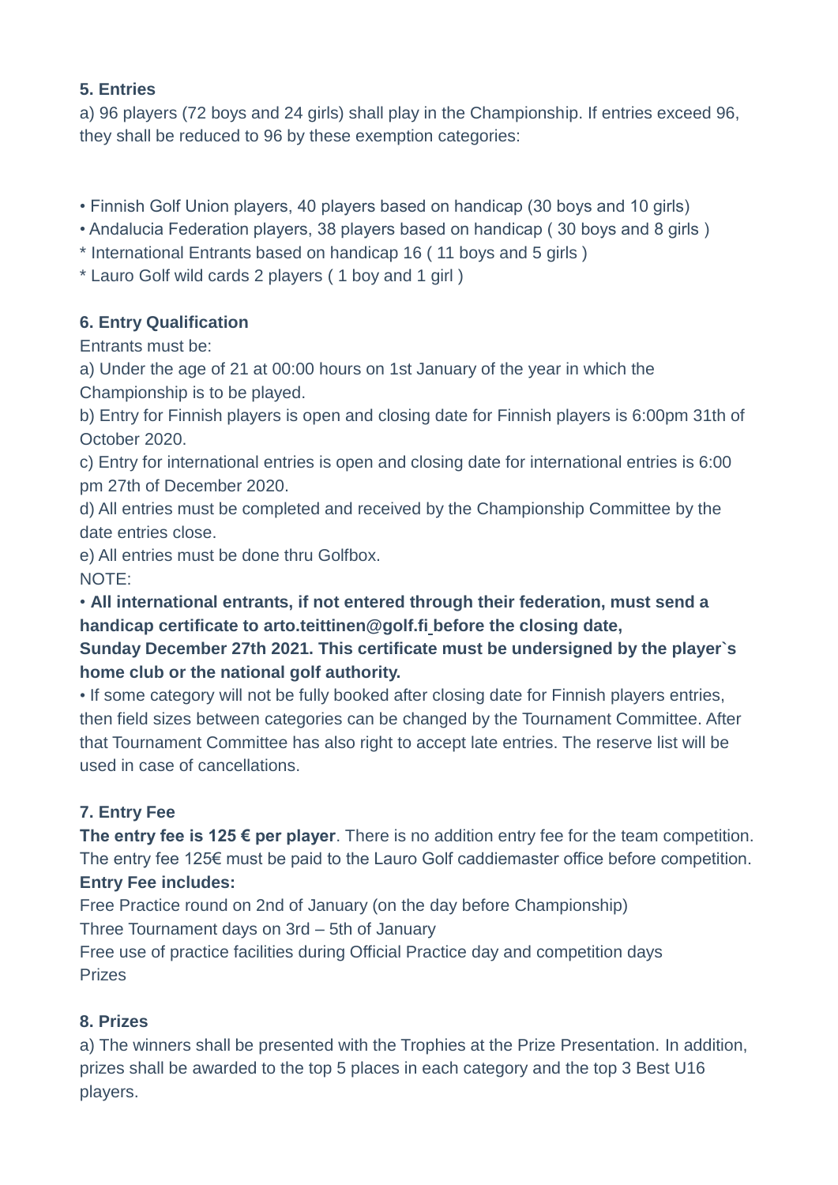**5. Entries**

a) 96 players (72 boys and 24 girls) shall play in the Championship. If entries exceed 96, they shall be reduced to 96 by these exemption categories:

• Finnish Golf Union players, 40 players based on handicap (30 boys and 10 girls)
• Andalucia Federation players, 38 players based on handicap ( 30 boys and 8 girls )
* International Entrants based on handicap 16 ( 11 boys and 5 girls )
* Lauro Golf wild cards 2 players ( 1 boy and 1 girl )

**6. Entry Qualification**

Entrants must be:

a) Under the age of 21 at 00:00 hours on 1st January of the year in which the Championship is to be played.

b) Entry for Finnish players is open and closing date for Finnish players is 6:00pm 31th of October 2020.

c) Entry for international entries is open and closing date for international entries is 6:00 pm 27th of December 2020.

d) All entries must be completed and received by the Championship Committee by the date entries close.

e) All entries must be done thru Golfbox.

NOTE:

• **All international entrants, if not entered through their federation, must send a handicap certificate to arto.teittinen@golf.fi before the closing date, Sunday December 27th 2021. This certificate must be undersigned by the player`s home club or the national golf authority.**

• If some category will not be fully booked after closing date for Finnish players entries, then field sizes between categories can be changed by the Tournament Committee. After that Tournament Committee has also right to accept late entries. The reserve list will be used in case of cancellations.

**7. Entry Fee**

**The entry fee is 125 € per player**. There is no addition entry fee for the team competition. The entry fee 125€ must be paid to the Lauro Golf caddiemaster office before competition.

**Entry Fee includes:**

Free Practice round on 2nd of January (on the day before Championship)
Three Tournament days on 3rd – 5th of January
Free use of practice facilities during Official Practice day and competition days
Prizes

**8. Prizes**

a) The winners shall be presented with the Trophies at the Prize Presentation. In addition, prizes shall be awarded to the top 5 places in each category and the top 3 Best U16 players.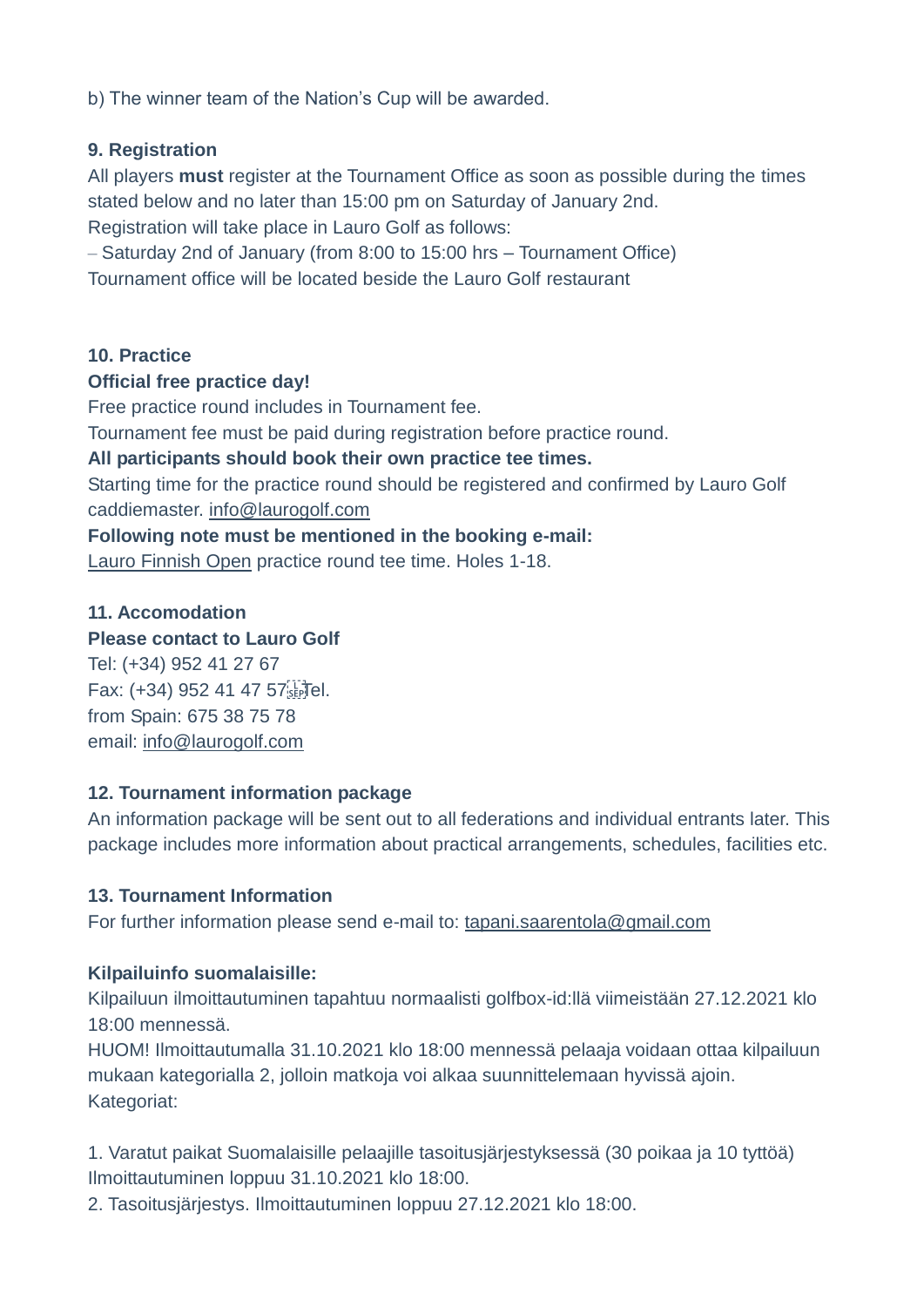b) The winner team of the Nation's Cup will be awarded.

**9. Registration**

All players **must** register at the Tournament Office as soon as possible during the times stated below and no later than 15:00 pm on Saturday of January 2nd.

Registration will take place in Lauro Golf as follows:

– Saturday 2nd of January (from 8:00 to 15:00 hrs – Tournament Office)

Tournament office will be located beside the Lauro Golf restaurant

**10. Practice**

**Official free practice day!**

Free practice round includes in Tournament fee.

Tournament fee must be paid during registration before practice round.

**All participants should book their own practice tee times.**

Starting time for the practice round should be registered and confirmed by Lauro Golf caddiemaster. info@laurogolf.com

**Following note must be mentioned in the booking e-mail:**

Lauro Finnish Open practice round tee time. Holes 1-18.

**11. Accomodation**

**Please contact to Lauro Golf**

Tel: (+34) 952 41 27 67

Fax: (+34) 952 41 47 57 Tel.

from Spain: 675 38 75 78

email: info@laurogolf.com

**12. Tournament information package**

An information package will be sent out to all federations and individual entrants later. This package includes more information about practical arrangements, schedules, facilities etc.

**13. Tournament Information**

For further information please send e-mail to: tapani.saarentola@gmail.com

**Kilpailuinfo suomalaisille:**

Kilpailuun ilmoittautuminen tapahtuu normaalisti golfbox-id:llä viimeistään 27.12.2021 klo 18:00 mennessä.

HUOM! Ilmoittautumalla 31.10.2021 klo 18:00 mennessä pelaaja voidaan ottaa kilpailuun mukaan kategorialla 2, jolloin matkoja voi alkaa suunnittelemaan hyvissä ajoin.

Kategoriat:

1. Varatut paikat Suomalaisille pelaajille tasoitusjärjestyksessä (30 poikaa ja 10 tyttöä) Ilmoittautuminen loppuu 31.10.2021 klo 18:00.
2. Tasoitusjärjestys. Ilmoittautuminen loppuu 27.12.2021 klo 18:00.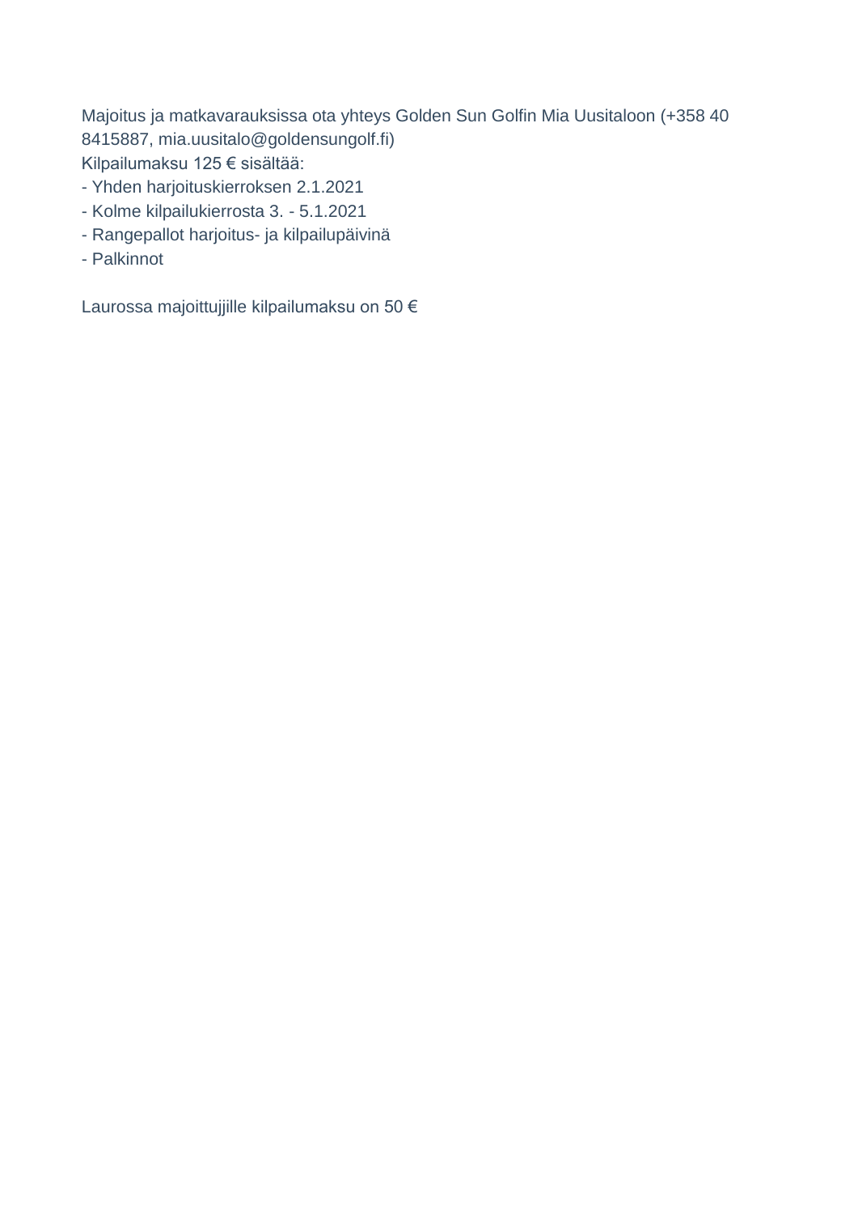Majoitus ja matkavarauksissa ota yhteys Golden Sun Golfin Mia Uusitaloon (+358 40 8415887, mia.uusitalo@goldensungolf.fi)

Kilpailumaksu 125 € sisältää:

- Yhden harjoituskierroksen 2.1.2021
- Kolme kilpailukierrosta 3. - 5.1.2021
- Rangepallot harjoitus- ja kilpailupäivinä
- Palkinnot

Laurossa majoittujille kilpailumaksu on 50 €